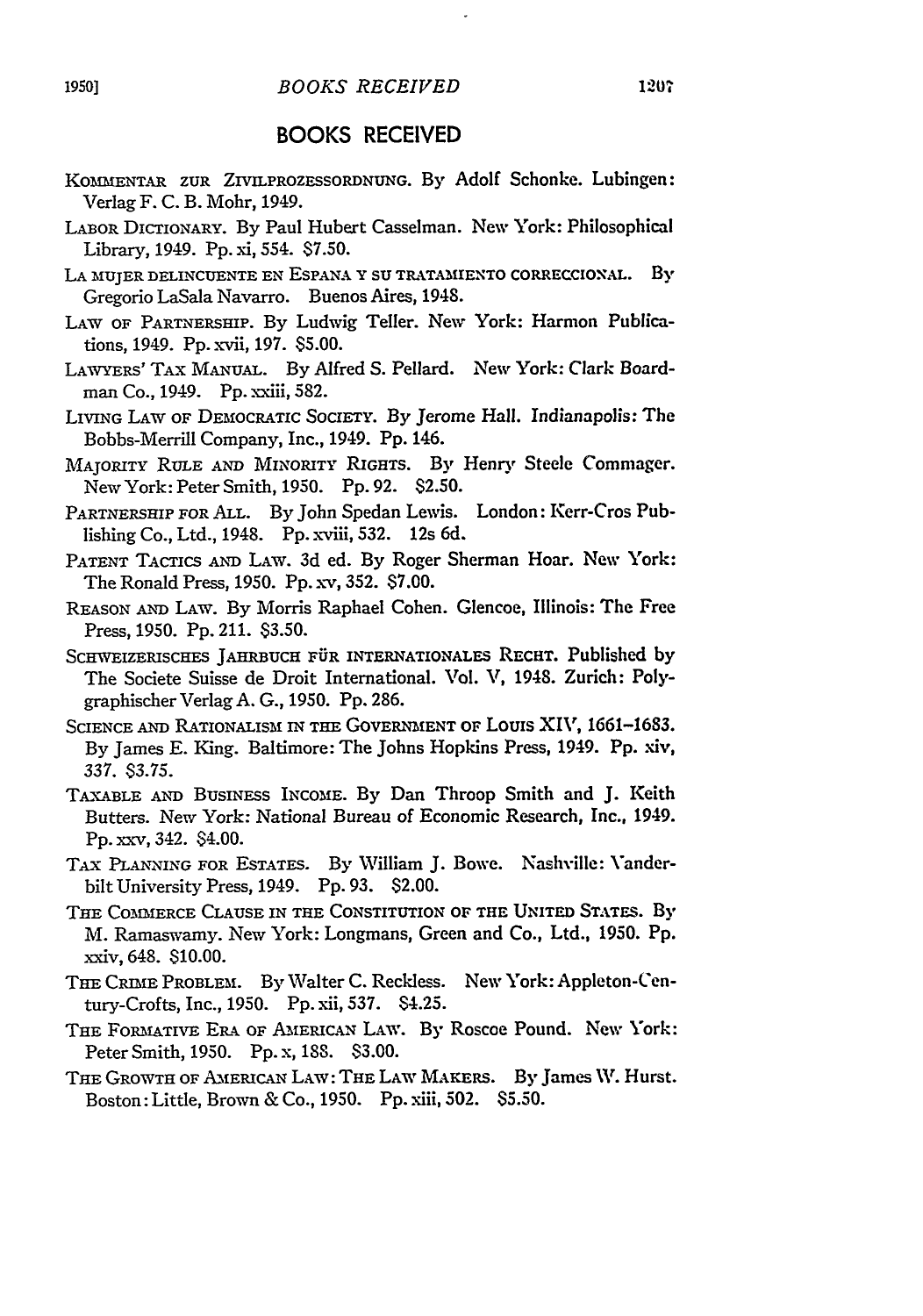# BOOKS RECEIVED

KOMMENTAR ZUR ZIVILPROZESSORDNUNG. By Adolf Schonke. Lubingen: Verlag F. C. B. Mohr, 1949.

LABOR DICTIONARY. By Paul Hubert Casselman. New York: Philosophical Library, 1949. Pp. xi, 554. $7.50.

LA MUJER DELINCUENTE EN ESPANA Y SU TRATAMIENTO CORRECCIONAL. By Gregorio LaSala Navarro. Buenos Aires, 1948.

LAW OF PARTNERSHIP. By Ludwig Teller. New York: Harmon Publications, 1949. Pp. xvii, 197. $5.00.

LAWYERS' TAX MANUAL. By Alfred S. Pellard. New York: Clark Boardman Co., 1949. Pp. xxiii, 582.

LIVING LAW OF DEMOCRATIC SOCIETY. By Jerome Hall. Indianapolis: The Bobbs-Merrill Company, Inc., 1949. Pp. 146.

MAJORITY RULE AND MINORITY RIGHTS. By Henry Steele Commager. New York: Peter Smith, 1950. Pp. 92. $2.50.

PARTNERSHIP FOR ALL. By John Spedan Lewis. London: Kerr-Cros Publishing Co., Ltd., 1948. Pp. xviii, 532. 12s 6d.

PATENT TACTICS AND LAW. 3d ed. By Roger Sherman Hoar. New York: The Ronald Press, 1950. Pp. xv, 352. $7.00.

REASON AND LAW. By Morris Raphael Cohen. Glencoe, Illinois: The Free Press, 1950. Pp. 211. $3.50.

SCHWEIZERISCHES JAHRBUCH FÜR INTERNATIONALES RECHT. Published by The Societe Suisse de Droit International. Vol. V, 1948. Zurich: Polygraphischer Verlag A. G., 1950. Pp. 286.

SCIENCE AND RATIONALISM IN THE GOVERNMENT OF LOUIS XIV, 1661–1683. By James E. King. Baltimore: The Johns Hopkins Press, 1949. Pp. xiv, 337. $3.75.

TAXABLE AND BUSINESS INCOME. By Dan Throop Smith and J. Keith Butters. New York: National Bureau of Economic Research, Inc., 1949. Pp. xxv, 342. $4.00.

TAX PLANNING FOR ESTATES. By William J. Bowe. Nashville: Vanderbilt University Press, 1949. Pp. 93. $2.00.

THE COMMERCE CLAUSE IN THE CONSTITUTION OF THE UNITED STATES. By M. Ramaswamy. New York: Longmans, Green and Co., Ltd., 1950. Pp. xxiv, 648. $10.00.

THE CRIME PROBLEM. By Walter C. Reckless. New York: Appleton-Century-Crofts, Inc., 1950. Pp. xii, 537. $4.25.

THE FORMATIVE ERA OF AMERICAN LAW. By Roscoe Pound. New York: Peter Smith, 1950. Pp. x, 188. $3.00.

THE GROWTH OF AMERICAN LAW: THE LAW MAKERS. By James W. Hurst. Boston: Little, Brown & Co., 1950. Pp. xiii, 502. $5.50.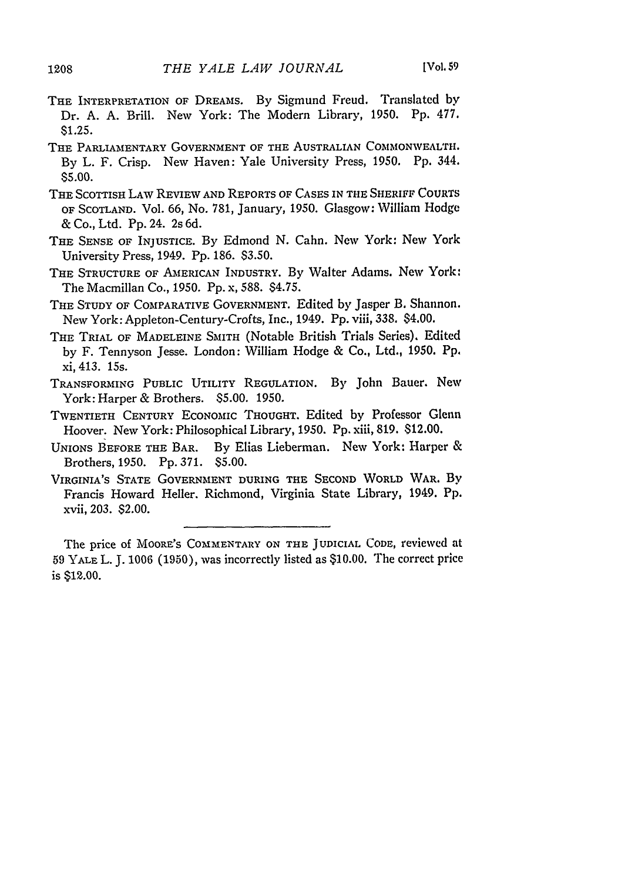THE INTERPRETATION OF DREAMS. By Sigmund Freud. Translated by Dr. A. A. Brill. New York: The Modern Library, 1950. Pp. 477. $1.25.

THE PARLIAMENTARY GOVERNMENT OF THE AUSTRALIAN COMMONWEALTH. By L. F. Crisp. New Haven: Yale University Press, 1950. Pp. 344. $5.00.

THE SCOTTISH LAW REVIEW AND REPORTS OF CASES IN THE SHERIFF COURTS OF SCOTLAND. Vol. 66, No. 781, January, 1950. Glasgow: William Hodge & Co., Ltd. Pp. 24. 2s 6d.

THE SENSE OF INJUSTICE. By Edmond N. Cahn. New York: New York University Press, 1949. Pp. 186. $3.50.

THE STRUCTURE OF AMERICAN INDUSTRY. By Walter Adams. New York: The Macmillan Co., 1950. Pp. x, 588. $4.75.

THE STUDY OF COMPARATIVE GOVERNMENT. Edited by Jasper B. Shannon. New York: Appleton-Century-Crofts, Inc., 1949. Pp. viii, 338. $4.00.

THE TRIAL OF MADELEINE SMITH (Notable British Trials Series). Edited by F. Tennyson Jesse. London: William Hodge & Co., Ltd., 1950. Pp. xi, 413. 15s.

TRANSFORMING PUBLIC UTILITY REGULATION. By John Bauer. New York: Harper & Brothers. $5.00. 1950.

TWENTIETH CENTURY ECONOMIC THOUGHT. Edited by Professor Glenn Hoover. New York: Philosophical Library, 1950. Pp. xiii, 819. $12.00.

UNIONS BEFORE THE BAR. By Elias Lieberman. New York: Harper & Brothers, 1950. Pp. 371. $5.00.

VIRGINIA'S STATE GOVERNMENT DURING THE SECOND WORLD WAR. By Francis Howard Heller. Richmond, Virginia State Library, 1949. Pp. xvii, 203. $2.00.

---

The price of MOORE'S COMMENTARY ON THE JUDICIAL CODE, reviewed at 59 YALE L. J. 1006 (1950), was incorrectly listed as $10.00. The correct price is $12.00.